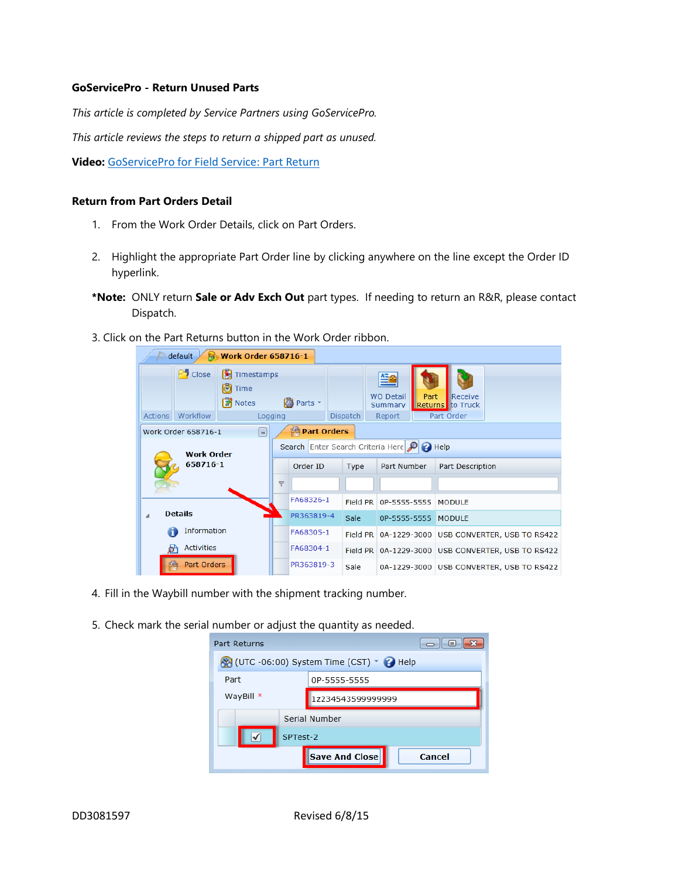**GoServicePro - Return Unused Parts**

*This article is completed by Service Partners using GoServicePro.*

*This article reviews the steps to return a shipped part as unused.*

**Video:** GoServicePro for Field Service: Part Return

**Return from Part Orders Detail**

1. From the Work Order Details, click on Part Orders.

2. Highlight the appropriate Part Order line by clicking anywhere on the line except the Order ID hyperlink.

***Note:** ONLY return **Sale or Adv Exch Out** part types. If needing to return an R&R, please contact Dispatch.

3. Click on the Part Returns button in the Work Order ribbon.

4. Fill in the Waybill number with the shipment tracking number.

5. Check mark the serial number or adjust the quantity as needed.

DD3081597 Revised 6/8/15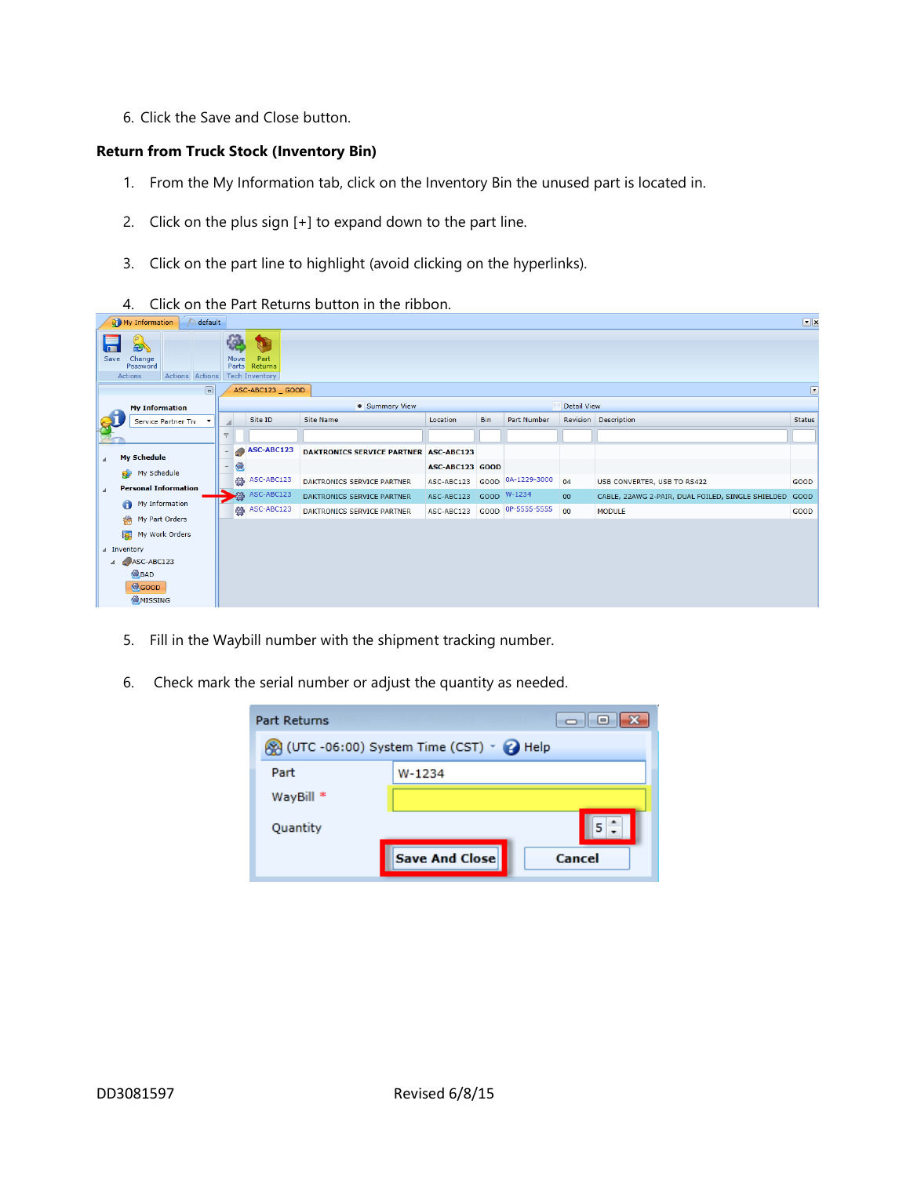6. Click the Save and Close button.

**Return from Truck Stock (Inventory Bin)**

1. From the My Information tab, click on the Inventory Bin the unused part is located in.

2. Click on the plus sign [+] to expand down to the part line.

3. Click on the part line to highlight (avoid clicking on the hyperlinks).

4. Click on the Part Returns button in the ribbon.

5. Fill in the Waybill number with the shipment tracking number.

6. Check mark the serial number or adjust the quantity as needed.

DD3081597 Revised 6/8/15